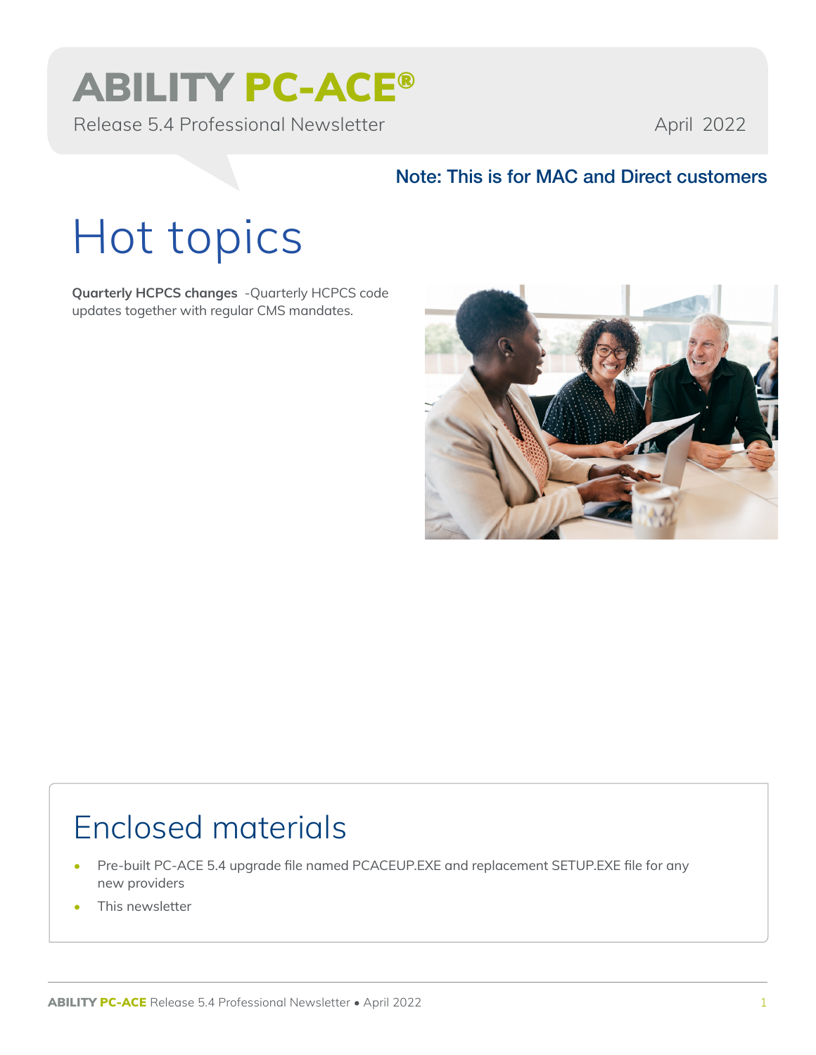# ABILITY PC-ACE®

Release 5.4 Professional Newsletter

April 2022

**Note: This is for MAC and Direct customers**

## Hot topics

**Quarterly HCPCS changes** -Quarterly HCPCS code updates together with regular CMS mandates.

## Enclosed materials

- Pre-built PC-ACE 5.4 upgrade file named PCACEUP.EXE and replacement SETUP.EXE file for any new providers
- This newsletter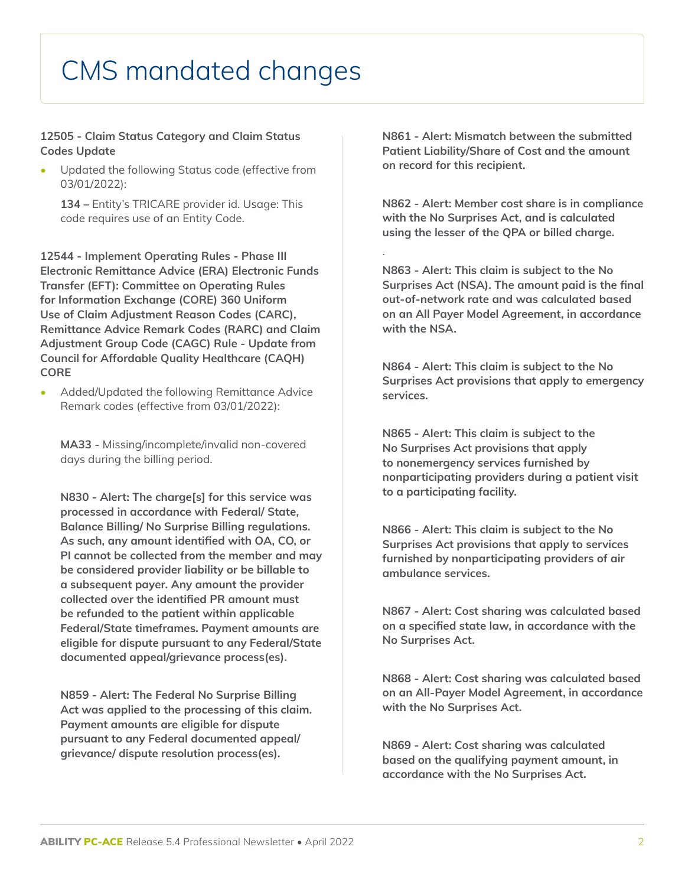# CMS mandated changes

**12505 - Claim Status Category and Claim Status Codes Update**

- Updated the following Status code (effective from 03/01/2022):

  **134 –** Entity's TRICARE provider id. Usage: This code requires use of an Entity Code.

**12544 - Implement Operating Rules - Phase III Electronic Remittance Advice (ERA) Electronic Funds Transfer (EFT): Committee on Operating Rules for Information Exchange (CORE) 360 Uniform Use of Claim Adjustment Reason Codes (CARC), Remittance Advice Remark Codes (RARC) and Claim Adjustment Group Code (CAGC) Rule - Update from Council for Affordable Quality Healthcare (CAQH) CORE**

- Added/Updated the following Remittance Advice Remark codes (effective from 03/01/2022):

  **MA33 -** Missing/incomplete/invalid non-covered days during the billing period.

  **N830 - Alert: The charge[s] for this service was processed in accordance with Federal/ State, Balance Billing/ No Surprise Billing regulations. As such, any amount identified with OA, CO, or PI cannot be collected from the member and may be considered provider liability or be billable to a subsequent payer. Any amount the provider collected over the identified PR amount must be refunded to the patient within applicable Federal/State timeframes. Payment amounts are eligible for dispute pursuant to any Federal/State documented appeal/grievance process(es).**

  **N859 - Alert: The Federal No Surprise Billing Act was applied to the processing of this claim. Payment amounts are eligible for dispute pursuant to any Federal documented appeal/ grievance/ dispute resolution process(es).**

  **N861 - Alert: Mismatch between the submitted Patient Liability/Share of Cost and the amount on record for this recipient.**

  **N862 - Alert: Member cost share is in compliance with the No Surprises Act, and is calculated using the lesser of the QPA or billed charge.**

  **N863 - Alert: This claim is subject to the No Surprises Act (NSA). The amount paid is the final out-of-network rate and was calculated based on an All Payer Model Agreement, in accordance with the NSA.**

  **N864 - Alert: This claim is subject to the No Surprises Act provisions that apply to emergency services.**

  **N865 - Alert: This claim is subject to the No Surprises Act provisions that apply to nonemergency services furnished by nonparticipating providers during a patient visit to a participating facility.**

  **N866 - Alert: This claim is subject to the No Surprises Act provisions that apply to services furnished by nonparticipating providers of air ambulance services.**

  **N867 - Alert: Cost sharing was calculated based on a specified state law, in accordance with the No Surprises Act.**

  **N868 - Alert: Cost sharing was calculated based on an All-Payer Model Agreement, in accordance with the No Surprises Act.**

  **N869 - Alert: Cost sharing was calculated based on the qualifying payment amount, in accordance with the No Surprises Act.**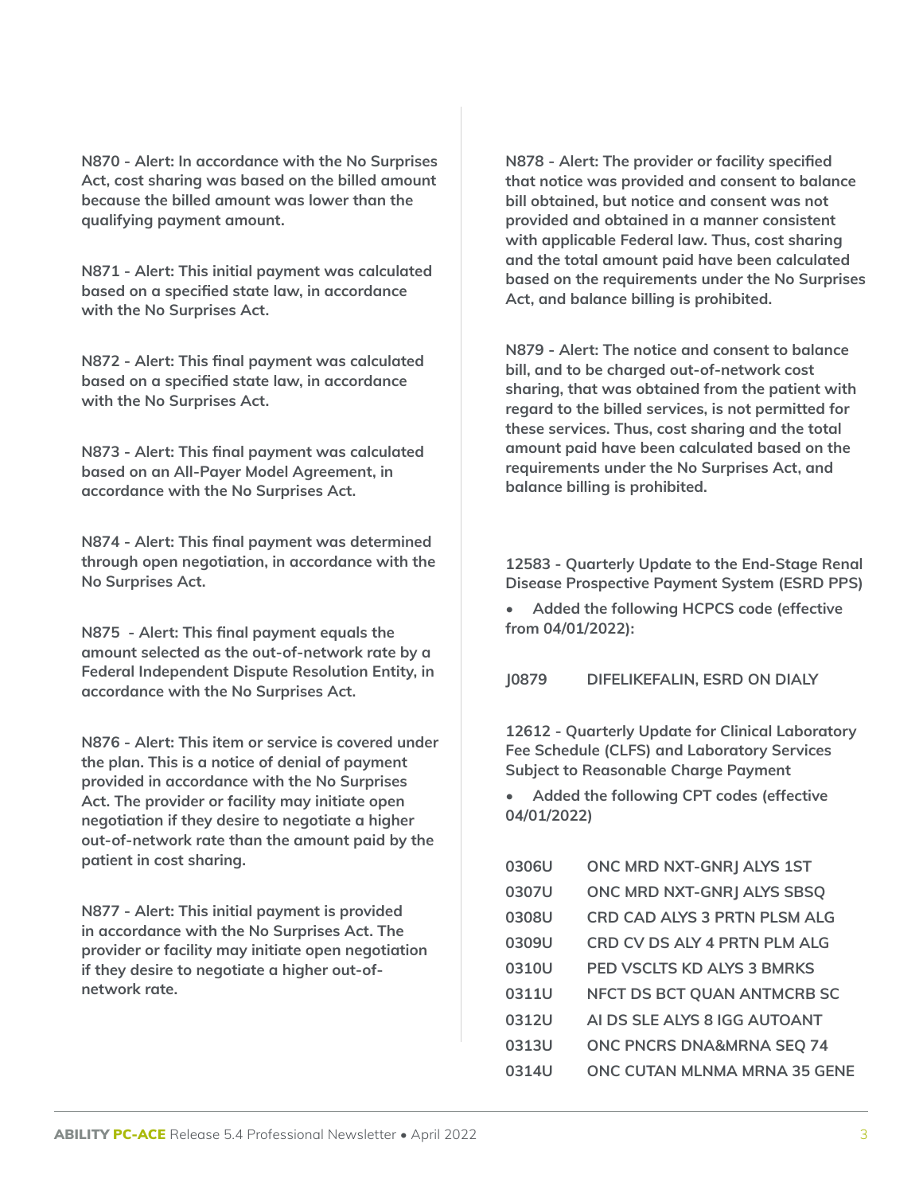**N870 - Alert: In accordance with the No Surprises Act, cost sharing was based on the billed amount because the billed amount was lower than the qualifying payment amount.**

**N871 - Alert: This initial payment was calculated based on a specified state law, in accordance with the No Surprises Act.**

**N872 - Alert: This final payment was calculated based on a specified state law, in accordance with the No Surprises Act.**

**N873 - Alert: This final payment was calculated based on an All-Payer Model Agreement, in accordance with the No Surprises Act.**

**N874 - Alert: This final payment was determined through open negotiation, in accordance with the No Surprises Act.**

**N875 - Alert: This final payment equals the amount selected as the out-of-network rate by a Federal Independent Dispute Resolution Entity, in accordance with the No Surprises Act.**

**N876 - Alert: This item or service is covered under the plan. This is a notice of denial of payment provided in accordance with the No Surprises Act. The provider or facility may initiate open negotiation if they desire to negotiate a higher out-of-network rate than the amount paid by the patient in cost sharing.**

**N877 - Alert: This initial payment is provided in accordance with the No Surprises Act. The provider or facility may initiate open negotiation if they desire to negotiate a higher out-of-network rate.**

**N878 - Alert: The provider or facility specified that notice was provided and consent to balance bill obtained, but notice and consent was not provided and obtained in a manner consistent with applicable Federal law. Thus, cost sharing and the total amount paid have been calculated based on the requirements under the No Surprises Act, and balance billing is prohibited.**

**N879 - Alert: The notice and consent to balance bill, and to be charged out-of-network cost sharing, that was obtained from the patient with regard to the billed services, is not permitted for these services. Thus, cost sharing and the total amount paid have been calculated based on the requirements under the No Surprises Act, and balance billing is prohibited.**

**12583 - Quarterly Update to the End-Stage Renal Disease Prospective Payment System (ESRD PPS)**

- **Added the following HCPCS code (effective from 04/01/2022):**

| | |
|---|---|
| **J0879** | **DIFELIKEFALIN, ESRD ON DIALY** |

**12612 - Quarterly Update for Clinical Laboratory Fee Schedule (CLFS) and Laboratory Services Subject to Reasonable Charge Payment**

- **Added the following CPT codes (effective 04/01/2022)**

| | |
|---|---|
| **0306U** | **ONC MRD NXT-GNRJ ALYS 1ST** |
| **0307U** | **ONC MRD NXT-GNRJ ALYS SBSQ** |
| **0308U** | **CRD CAD ALYS 3 PRTN PLSM ALG** |
| **0309U** | **CRD CV DS ALY 4 PRTN PLM ALG** |
| **0310U** | **PED VSCLTS KD ALYS 3 BMRKS** |
| **0311U** | **NFCT DS BCT QUAN ANTMCRB SC** |
| **0312U** | **AI DS SLE ALYS 8 IGG AUTOANT** |
| **0313U** | **ONC PNCRS DNA&MRNA SEQ 74** |
| **0314U** | **ONC CUTAN MLNMA MRNA 35 GENE** |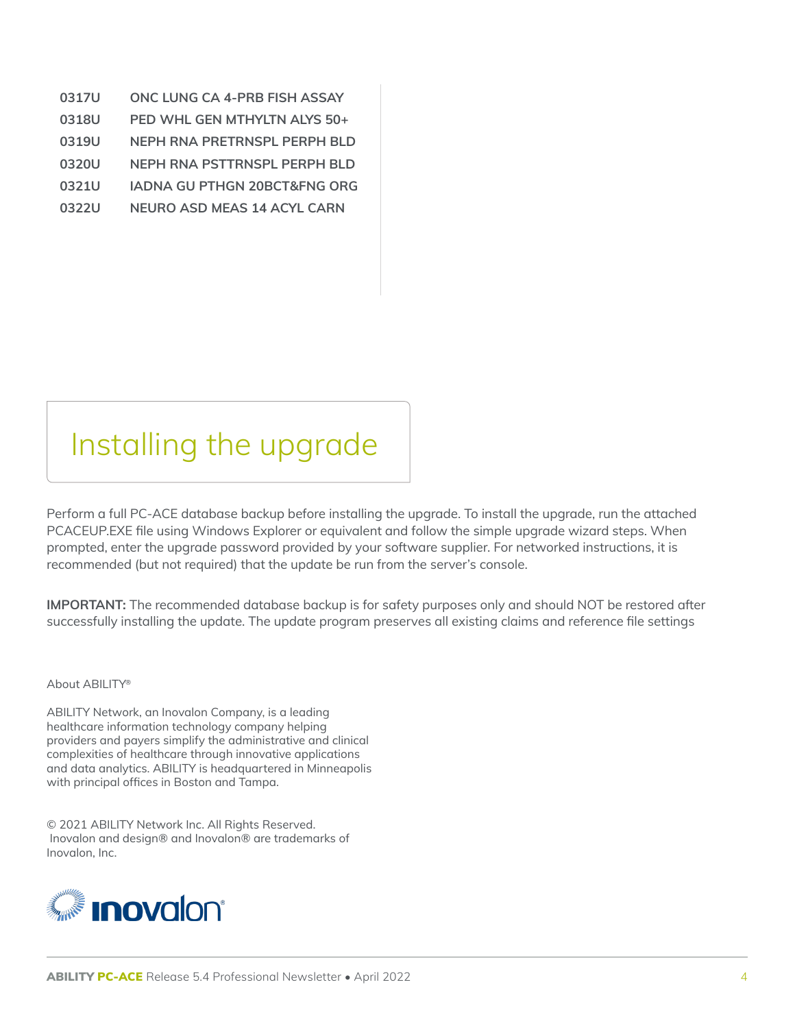| | |
|---|---|
| **0317U** | **ONC LUNG CA 4-PRB FISH ASSAY** |
| **0318U** | **PED WHL GEN MTHYLTN ALYS 50+** |
| **0319U** | **NEPH RNA PRETRNSPL PERPH BLD** |
| **0320U** | **NEPH RNA PSTTRNSPL PERPH BLD** |
| **0321U** | **IADNA GU PTHGN 20BCT&FNG ORG** |
| **0322U** | **NEURO ASD MEAS 14 ACYL CARN** |

# Installing the upgrade

Perform a full PC-ACE database backup before installing the upgrade. To install the upgrade, run the attached PCACEUP.EXE file using Windows Explorer or equivalent and follow the simple upgrade wizard steps. When prompted, enter the upgrade password provided by your software supplier. For networked instructions, it is recommended (but not required) that the update be run from the server's console.

**IMPORTANT:** The recommended database backup is for safety purposes only and should NOT be restored after successfully installing the update. The update program preserves all existing claims and reference file settings

About ABILITY®

ABILITY Network, an Inovalon Company, is a leading healthcare information technology company helping providers and payers simplify the administrative and clinical complexities of healthcare through innovative applications and data analytics. ABILITY is headquartered in Minneapolis with principal offices in Boston and Tampa.

© 2021 ABILITY Network Inc. All Rights Reserved.
Inovalon and design® and Inovalon® are trademarks of Inovalon, Inc.

inovalon®